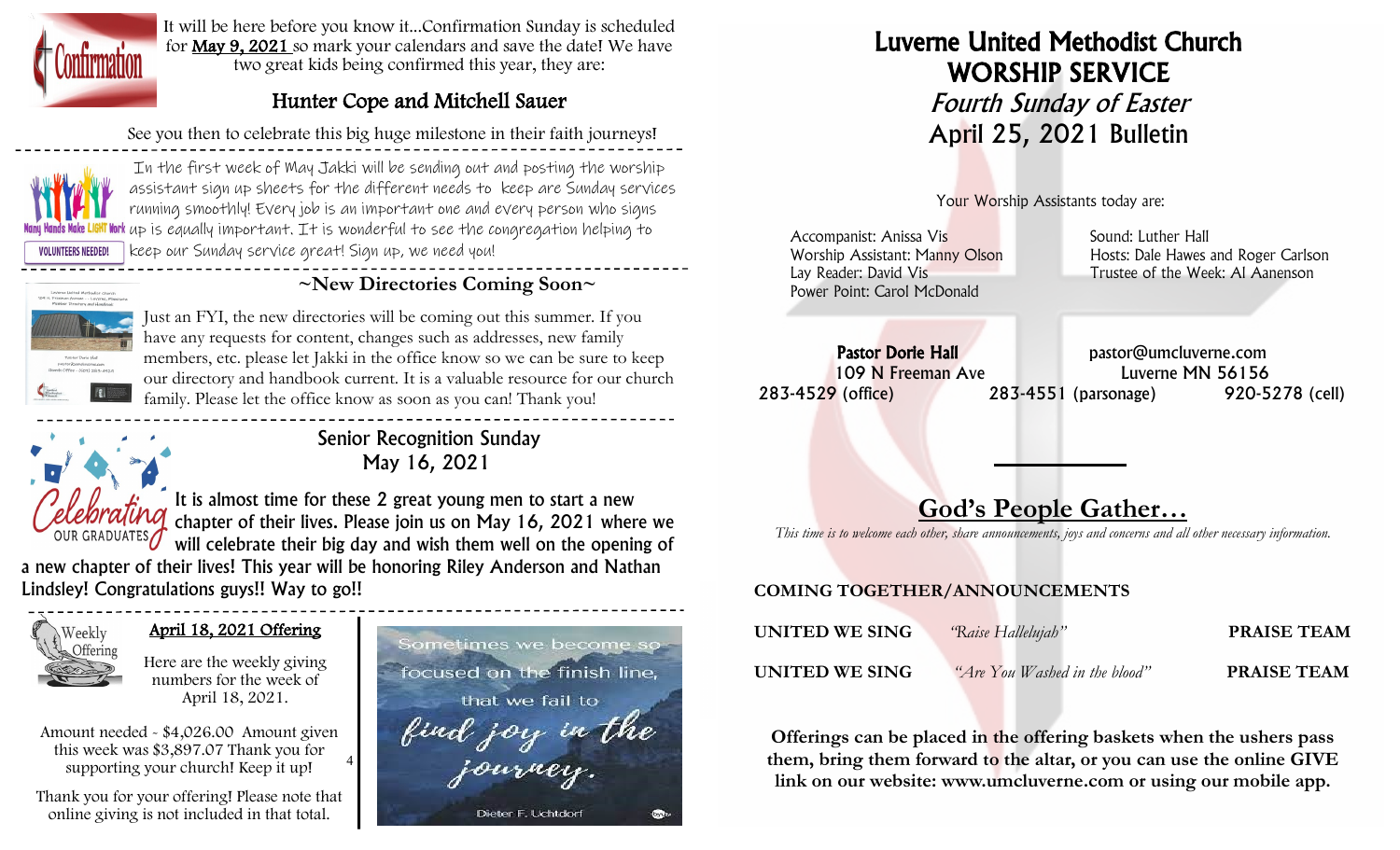It will be here before you know it...Confirmation Sunday is scheduled for **May 9, 2021** so mark your calendars and save the date! We have two great kids being confirmed this year, they are:

## Hunter Cope and Mitchell Sauer

See you then to celebrate this big huge milestone in their faith journeys!

---

In the first week of May Jakki will be sending out and posting the worship assistant sign up sheets for the different needs to keep are Sunday services running smoothly! Every job is an important one and every person who signs up is equally important. It is wonderful to see the congregation helping to keep our Sunday service great! Sign up, we need you!

---

## ~New Directories Coming Soon~

Just an FYI, the new directories will be coming out this summer. If you have any requests for content, changes such as addresses, new family members, etc. please let Jakki in the office know so we can be sure to keep our directory and handbook current. It is a valuable resource for our church family. Please let the office know as soon as you can! Thank you!

---

## Senior Recognition Sunday
## May 16, 2021

It is almost time for these 2 great young men to start a new chapter of their lives. Please join us on May 16, 2021 where we will celebrate their big day and wish them well on the opening of a new chapter of their lives! This year will be honoring Riley Anderson and Nathan Lindsley! Congratulations guys!! Way to go!!

---

## April 18, 2021 Offering

Here are the weekly giving numbers for the week of April 18, 2021.

Amount needed - $4,026.00 Amount given this week was $3,897.07 Thank you for supporting your church! Keep it up!

Thank you for your offering! Please note that online giving is not included in that total.

Sometimes we become so focused on the finish line, that we fail to find joy in the journey.

Dieter F. Uchtdorf

# Luverne United Methodist Church
# WORSHIP SERVICE
## *Fourth Sunday of Easter*
## April 25, 2021 Bulletin

Your Worship Assistants today are:

Accompanist: Anissa Vis
Worship Assistant: Manny Olson
Lay Reader: David Vis
Power Point: Carol McDonald

Sound: Luther Hall
Hosts: Dale Hawes and Roger Carlson
Trustee of the Week: Al Aanenson

**Pastor Dorie Hall** — pastor@umcluverne.com
109 N Freeman Ave — Luverne MN 56156
283-4529 (office) — 283-4551 (parsonage) — 920-5278 (cell)

## God's People Gather…

*This time is to welcome each other, share announcements, joys and concerns and all other necessary information.*

**COMING TOGETHER/ANNOUNCEMENTS**

**UNITED WE SING** *"Raise Hallelujah"* **PRAISE TEAM**

**UNITED WE SING** *"Are You Washed in the blood"* **PRAISE TEAM**

**Offerings can be placed in the offering baskets when the ushers pass them, bring them forward to the altar, or you can use the online GIVE link on our website: www.umcluverne.com or using our mobile app.**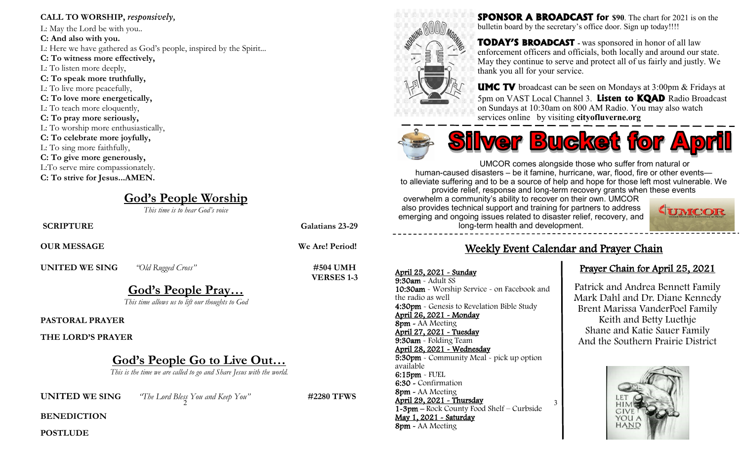**CALL TO WORSHIP,** ***responsively,***

L: May the Lord be with you..

**C: And also with you.**

L: Here we have gathered as God's people, inspired by the Spirit...

**C: To witness more effectively,**

L: To listen more deeply,

**C: To speak more truthfully,**

L: To live more peacefully,

**C: To love more energetically,**

L: To teach more eloquently,

**C: To pray more seriously,**

L: To worship more enthusiastically,

**C: To celebrate more joyfully,**

L: To sing more faithfully,

**C: To give more generously,**

L:To serve mire compassionately.

**C: To strive for Jesus...AMEN.**

## God's People Worship

*This time is to hear God's voice*

**SCRIPTURE** — Galatians 23-29

**OUR MESSAGE** — We Are! Period!

**UNITED WE SING** *"Old Rugged Cross"* — #504 UMH VERSES 1-3

## God's People Pray…

*This time allows us to lift our thoughts to God*

**PASTORAL PRAYER**

**THE LORD'S PRAYER**

## God's People Go to Live Out…

*This is the time we are called to go and Share Jesus with the world.*

**UNITED WE SING** *"The Lord Bless You and Keep You"* — #2280 TFWS

**BENEDICTION**

**POSTLUDE**

**SPONSOR A BROADCAST for $90**. The chart for 2021 is on the bulletin board by the secretary's office door. Sign up today!!!!

**TODAY'S BROADCAST** - was sponsored in honor of all law enforcement officers and officials, both locally and around our state. May they continue to serve and protect all of us fairly and justly. We thank you all for your service.

**UMC TV** broadcast can be seen on Mondays at 3:00pm & Fridays at 5pm on VAST Local Channel 3. **Listen to KQAD** Radio Broadcast on Sundays at 10:30am on 800 AM Radio. You may also watch services online by visiting **cityofluverne.org**

# Silver Bucket for April

UMCOR comes alongside those who suffer from natural or human-caused disasters – be it famine, hurricane, war, flood, fire or other events—to alleviate suffering and to be a source of help and hope for those left most vulnerable. We provide relief, response and long-term recovery grants when these events overwhelm a community's ability to recover on their own. UMCOR also provides technical support and training for partners to address emerging and ongoing issues related to disaster relief, recovery, and long-term health and development.

## Weekly Event Calendar and Prayer Chain

**April 25, 2021 - Sunday**

**9:30am** - Adult SS

**10:30am** - Worship Service - on Facebook and the radio as well

**4:30pm** - Genesis to Revelation Bible Study

**April 26, 2021 - Monday**

**8pm** - AA Meeting

**April 27, 2021 - Tuesday**

**9:30am** - Folding Team

**April 28, 2021 - Wednesday**

**5:30pm** - Community Meal - pick up option available

**6:15pm** - FUEL

**6:30** - Confirmation

**8pm** - AA Meeting

**April 29, 2021 - Thursday**

**1-3pm** – Rock County Food Shelf – Curbside

**May 1, 2021 - Saturday**

**8pm** - AA Meeting

### Prayer Chain for April 25, 2021

Patrick and Andrea Bennett Family

Mark Dahl and Dr. Diane Kennedy

Brent Marissa VanderPoel Family

Keith and Betty Luethje

Shane and Katie Sauer Family

And the Southern Prairie District